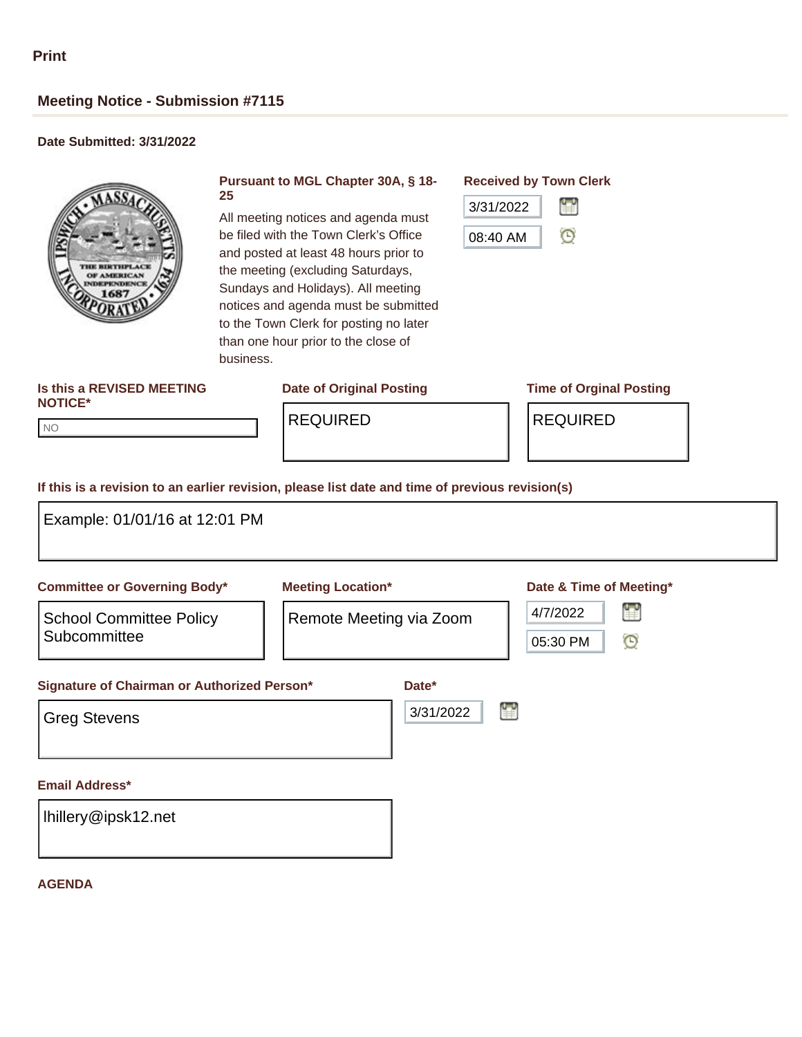Print

## Meeting Notice - Submission #7115

**Date Submitted: 3/31/2022**

**Pursuant to MGL Chapter 30A, § 18-25**

All meeting notices and agenda must be filed with the Town Clerk's Office and posted at least 48 hours prior to the meeting (excluding Saturdays, Sundays and Holidays). All meeting notices and agenda must be submitted to the Town Clerk for posting no later than one hour prior to the close of business.

**Received by Town Clerk**

3/31/2022

08:40 AM

**Is this a REVISED MEETING NOTICE***

NO

**Date of Original Posting**

REQUIRED

**Time of Orginal Posting**

REQUIRED

**If this is a revision to an earlier revision, please list date and time of previous revision(s)**

Example: 01/01/16 at 12:01 PM

**Committee or Governing Body***

School Committee Policy Subcommittee

**Meeting Location***

Remote Meeting via Zoom

**Date & Time of Meeting***

4/7/2022

05:30 PM

**Signature of Chairman or Authorized Person***

Greg Stevens

**Date***

3/31/2022

**Email Address***

lhillery@ipsk12.net

**AGENDA**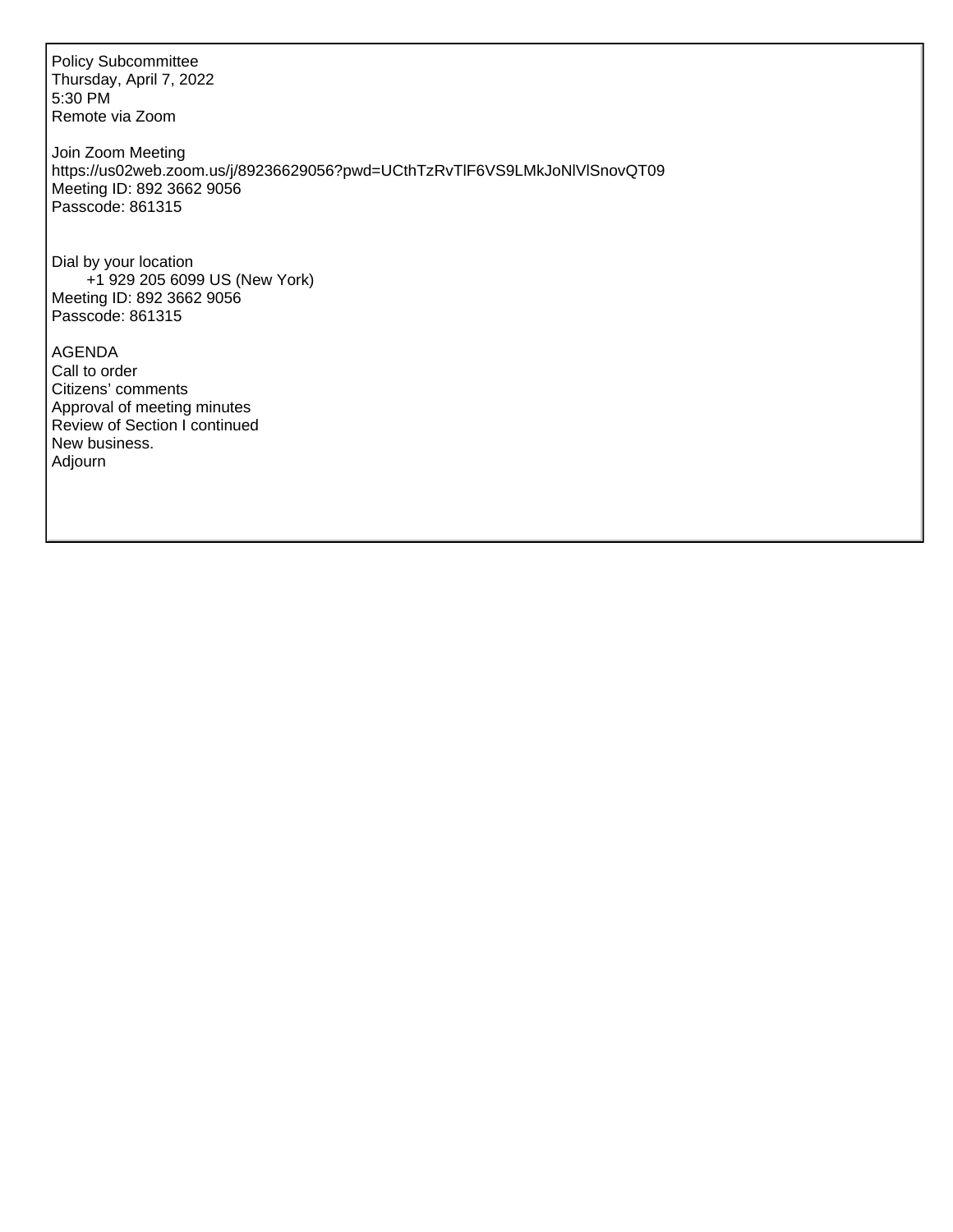Policy Subcommittee
Thursday, April 7, 2022
5:30 PM
Remote via Zoom

Join Zoom Meeting
https://us02web.zoom.us/j/89236629056?pwd=UCthTzRvTlF6VS9LMkJoNlVlSnovQT09
Meeting ID: 892 3662 9056
Passcode: 861315

Dial by your location
+1 929 205 6099 US (New York)
Meeting ID: 892 3662 9056
Passcode: 861315

AGENDA
Call to order
Citizens' comments
Approval of meeting minutes
Review of Section I continued
New business.
Adjourn